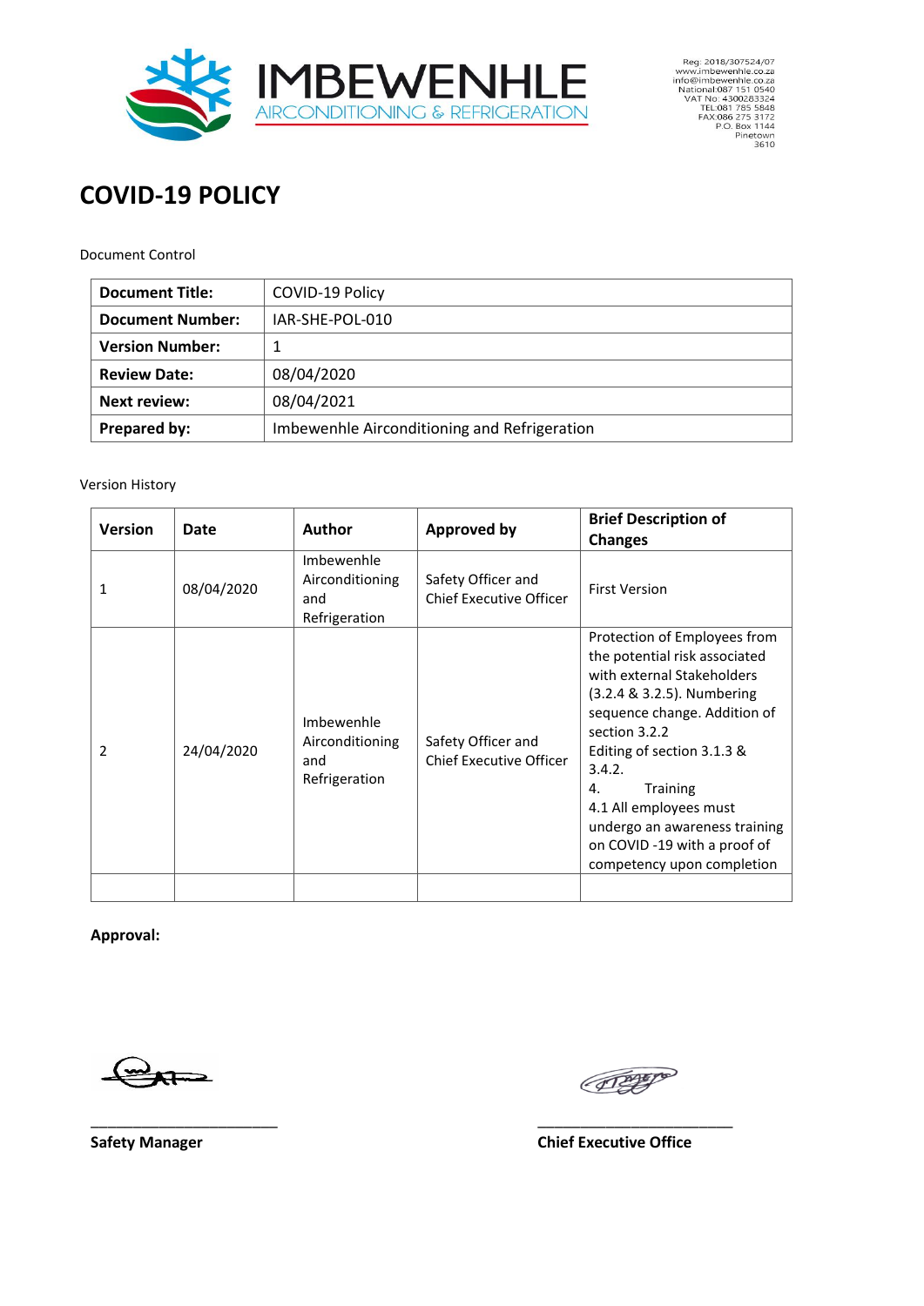IMBEWENHLE
AIRCONDITIONING & REFRIGERATION

Reg: 2018/307524/07
www.imbewenhle.co.za
info@imbewenhle.co.za
National:087 151 0540
VAT No: 4300283324
TEL:081 785 5848
FAX:086 275 3172
P.O. Box 1144
Pinetown
3610

# COVID-19 POLICY

Document Control

| **Document Title:** | COVID-19 Policy |
|---|---|
| **Document Number:** | IAR-SHE-POL-010 |
| **Version Number:** | 1 |
| **Review Date:** | 08/04/2020 |
| **Next review:** | 08/04/2021 |
| **Prepared by:** | Imbewenhle Airconditioning and Refrigeration |

Version History

| Version | Date | Author | Approved by | Brief Description of Changes |
|---|---|---|---|---|
| 1 | 08/04/2020 | Imbewenhle Airconditioning and Refrigeration | Safety Officer and Chief Executive Officer | First Version |
| 2 | 24/04/2020 | Imbewenhle Airconditioning and Refrigeration | Safety Officer and Chief Executive Officer | Protection of Employees from the potential risk associated with external Stakeholders (3.2.4 & 3.2.5). Numbering sequence change. Addition of section 3.2.2 Editing of section 3.1.3 & 3.4.2. 4. Training 4.1 All employees must undergo an awareness training on COVID -19 with a proof of competency upon completion |
| | | | | |

**Approval:**

________________________
**Safety Manager**

________________________
**Chief Executive Office**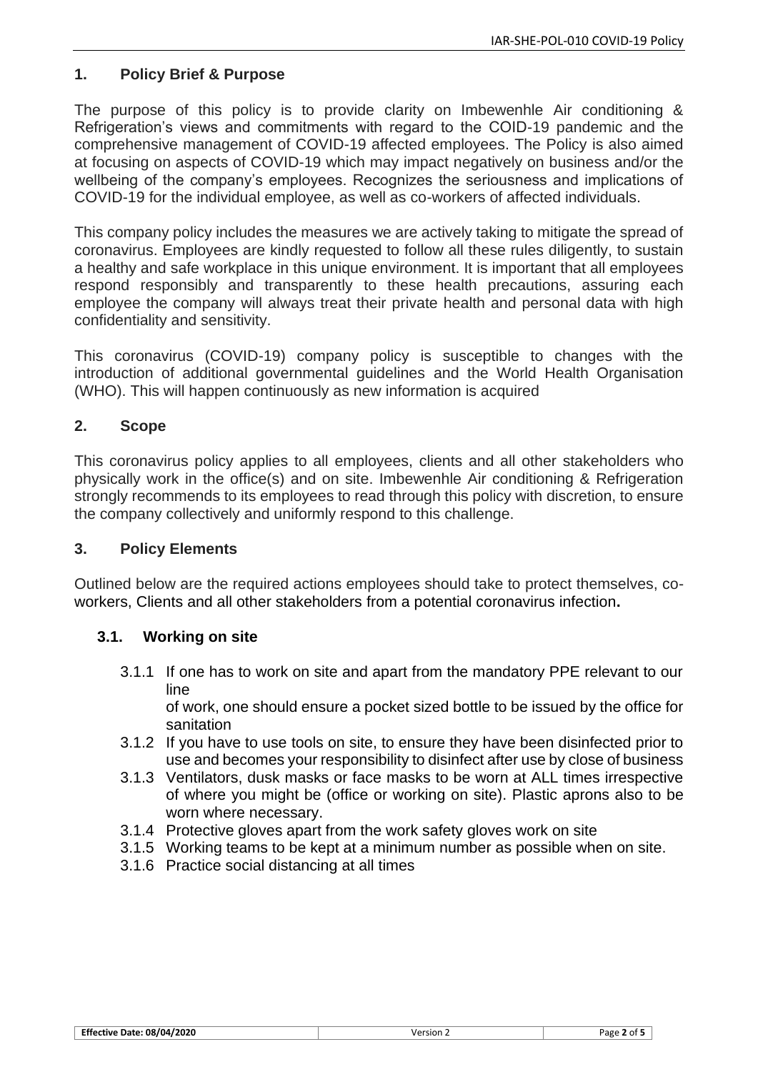## 1. Policy Brief & Purpose

The purpose of this policy is to provide clarity on Imbewenhle Air conditioning & Refrigeration's views and commitments with regard to the COID-19 pandemic and the comprehensive management of COVID-19 affected employees. The Policy is also aimed at focusing on aspects of COVID-19 which may impact negatively on business and/or the wellbeing of the company's employees. Recognizes the seriousness and implications of COVID-19 for the individual employee, as well as co-workers of affected individuals.

This company policy includes the measures we are actively taking to mitigate the spread of coronavirus. Employees are kindly requested to follow all these rules diligently, to sustain a healthy and safe workplace in this unique environment. It is important that all employees respond responsibly and transparently to these health precautions, assuring each employee the company will always treat their private health and personal data with high confidentiality and sensitivity.

This coronavirus (COVID-19) company policy is susceptible to changes with the introduction of additional governmental guidelines and the World Health Organisation (WHO). This will happen continuously as new information is acquired

## 2. Scope

This coronavirus policy applies to all employees, clients and all other stakeholders who physically work in the office(s) and on site. Imbewenhle Air conditioning & Refrigeration strongly recommends to its employees to read through this policy with discretion, to ensure the company collectively and uniformly respond to this challenge.

## 3. Policy Elements

Outlined below are the required actions employees should take to protect themselves, co-workers, Clients and all other stakeholders from a potential coronavirus infection**.**

### 3.1. Working on site

3.1.1 If one has to work on site and apart from the mandatory PPE relevant to our line of work, one should ensure a pocket sized bottle to be issued by the office for sanitation

3.1.2 If you have to use tools on site, to ensure they have been disinfected prior to use and becomes your responsibility to disinfect after use by close of business

3.1.3 Ventilators, dusk masks or face masks to be worn at ALL times irrespective of where you might be (office or working on site). Plastic aprons also to be worn where necessary.

3.1.4 Protective gloves apart from the work safety gloves work on site

3.1.5 Working teams to be kept at a minimum number as possible when on site.

3.1.6 Practice social distancing at all times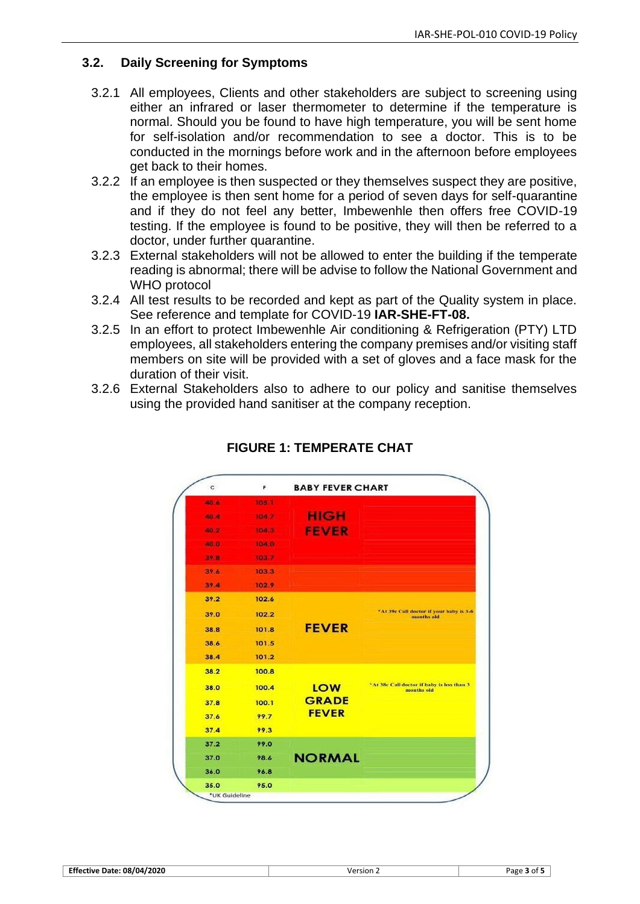### 3.2. Daily Screening for Symptoms

3.2.1 All employees, Clients and other stakeholders are subject to screening using either an infrared or laser thermometer to determine if the temperature is normal. Should you be found to have high temperature, you will be sent home for self-isolation and/or recommendation to see a doctor. This is to be conducted in the mornings before work and in the afternoon before employees get back to their homes.

3.2.2 If an employee is then suspected or they themselves suspect they are positive, the employee is then sent home for a period of seven days for self-quarantine and if they do not feel any better, Imbewenhle then offers free COVID-19 testing. If the employee is found to be positive, they will then be referred to a doctor, under further quarantine.

3.2.3 External stakeholders will not be allowed to enter the building if the temperate reading is abnormal; there will be advise to follow the National Government and WHO protocol

3.2.4 All test results to be recorded and kept as part of the Quality system in place. See reference and template for COVID-19 **IAR-SHE-FT-08.**

3.2.5 In an effort to protect Imbewenhle Air conditioning & Refrigeration (PTY) LTD employees, all stakeholders entering the company premises and/or visiting staff members on site will be provided with a set of gloves and a face mask for the duration of their visit.

3.2.6 External Stakeholders also to adhere to our policy and sanitise themselves using the provided hand sanitiser at the company reception.

**FIGURE 1: TEMPERATE CHAT**

| C | F | BABY FEVER CHART | |
|---|---|---|---|
| 40.6 | 105.1 | HIGH FEVER | |
| 40.4 | 104.7 | | |
| 40.2 | 104.3 | | |
| 40.0 | 104.0 | | |
| 39.8 | 103.7 | | |
| 39.6 | 103.3 | | |
| 39.4 | 102.9 | | |
| 39.2 | 102.6 | FEVER | |
| 39.0 | 102.2 | | *At 39c Call doctor if your baby is 3-6 months old |
| 38.8 | 101.8 | | |
| 38.6 | 101.5 | | |
| 38.4 | 101.2 | | |
| 38.2 | 100.8 | LOW GRADE FEVER | |
| 38.0 | 100.4 | | *At 38c Call doctor if baby is less than 3 months old |
| 37.8 | 100.1 | | |
| 37.6 | 99.7 | | |
| 37.4 | 99.3 | | |
| 37.2 | 99.0 | NORMAL | |
| 37.0 | 98.6 | | |
| 36.0 | 96.8 | | |
| 35.0 | 95.0 | | |

*UK Guideline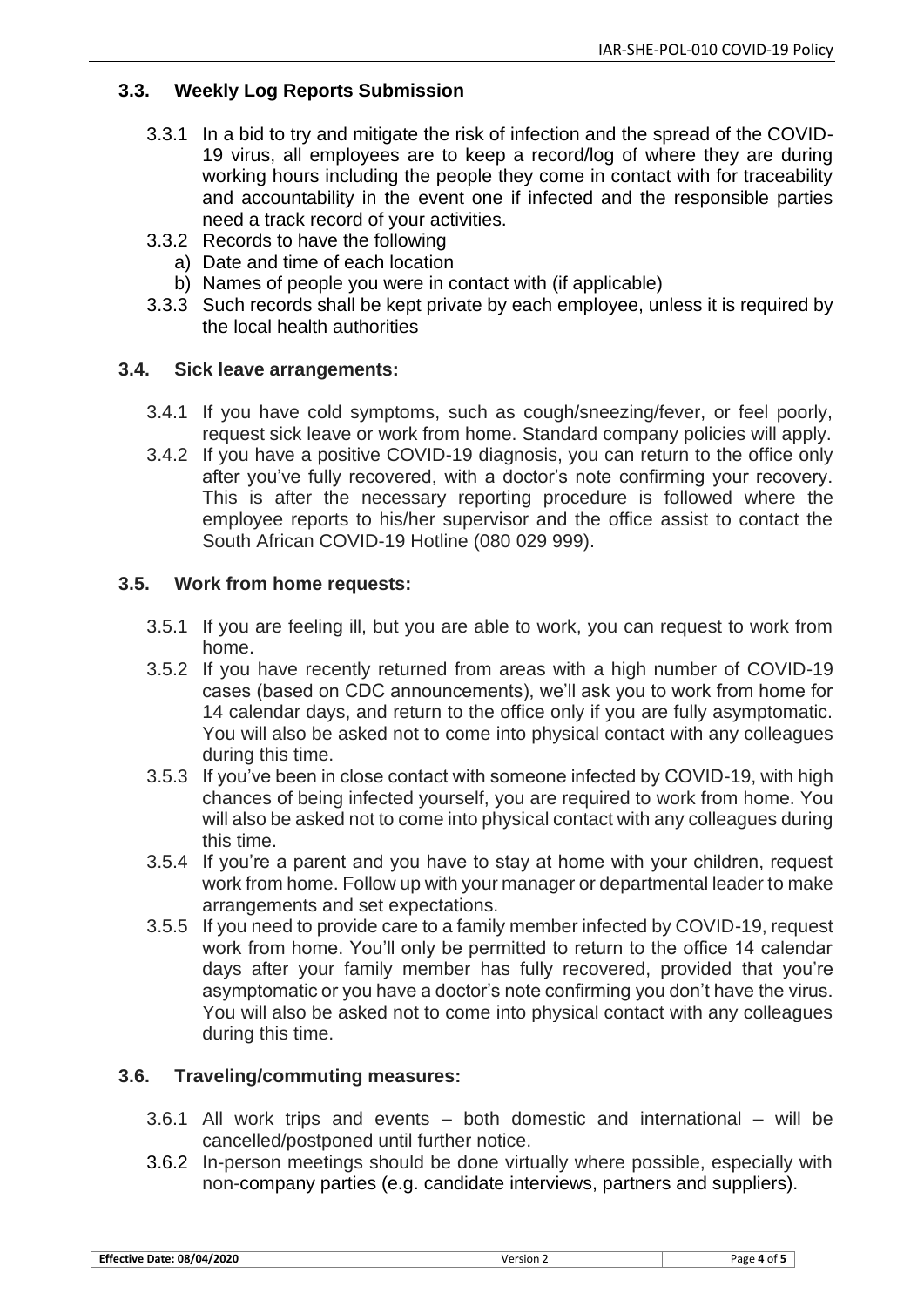### 3.3. Weekly Log Reports Submission

3.3.1 In a bid to try and mitigate the risk of infection and the spread of the COVID-19 virus, all employees are to keep a record/log of where they are during working hours including the people they come in contact with for traceability and accountability in the event one if infected and the responsible parties need a track record of your activities.

3.3.2 Records to have the following

- a) Date and time of each location
- b) Names of people you were in contact with (if applicable)

3.3.3 Such records shall be kept private by each employee, unless it is required by the local health authorities

### 3.4. Sick leave arrangements:

3.4.1 If you have cold symptoms, such as cough/sneezing/fever, or feel poorly, request sick leave or work from home. Standard company policies will apply.

3.4.2 If you have a positive COVID-19 diagnosis, you can return to the office only after you've fully recovered, with a doctor's note confirming your recovery. This is after the necessary reporting procedure is followed where the employee reports to his/her supervisor and the office assist to contact the South African COVID-19 Hotline (080 029 999).

### 3.5. Work from home requests:

3.5.1 If you are feeling ill, but you are able to work, you can request to work from home.

3.5.2 If you have recently returned from areas with a high number of COVID-19 cases (based on CDC announcements), we'll ask you to work from home for 14 calendar days, and return to the office only if you are fully asymptomatic. You will also be asked not to come into physical contact with any colleagues during this time.

3.5.3 If you've been in close contact with someone infected by COVID-19, with high chances of being infected yourself, you are required to work from home. You will also be asked not to come into physical contact with any colleagues during this time.

3.5.4 If you're a parent and you have to stay at home with your children, request work from home. Follow up with your manager or departmental leader to make arrangements and set expectations.

3.5.5 If you need to provide care to a family member infected by COVID-19, request work from home. You'll only be permitted to return to the office 14 calendar days after your family member has fully recovered, provided that you're asymptomatic or you have a doctor's note confirming you don't have the virus. You will also be asked not to come into physical contact with any colleagues during this time.

### 3.6. Traveling/commuting measures:

3.6.1 All work trips and events – both domestic and international – will be cancelled/postponed until further notice.

3.6.2 In-person meetings should be done virtually where possible, especially with non-company parties (e.g. candidate interviews, partners and suppliers).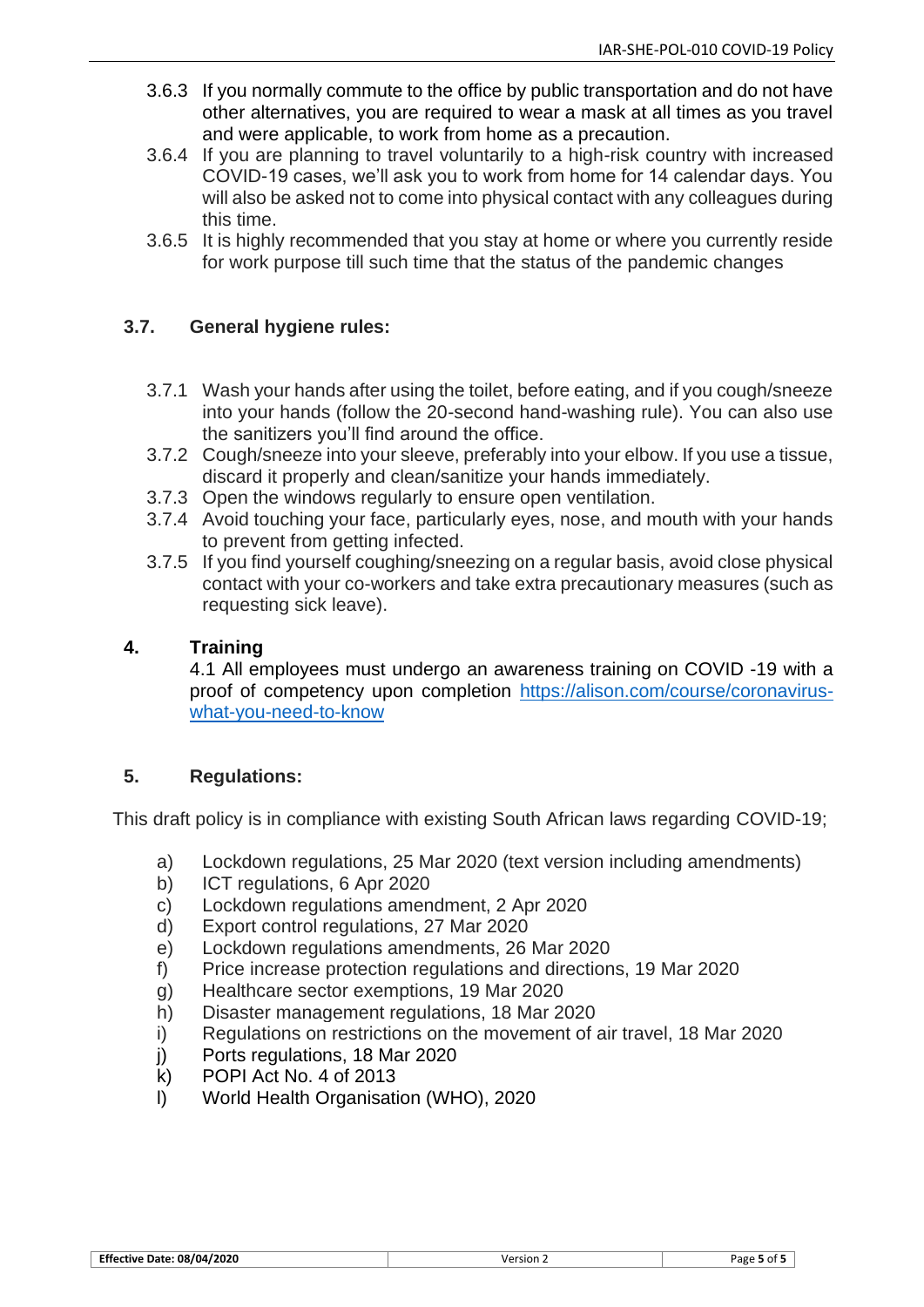3.6.3 If you normally commute to the office by public transportation and do not have other alternatives, you are required to wear a mask at all times as you travel and were applicable, to work from home as a precaution.

3.6.4 If you are planning to travel voluntarily to a high-risk country with increased COVID-19 cases, we'll ask you to work from home for 14 calendar days. You will also be asked not to come into physical contact with any colleagues during this time.

3.6.5 It is highly recommended that you stay at home or where you currently reside for work purpose till such time that the status of the pandemic changes

### 3.7. General hygiene rules:

3.7.1 Wash your hands after using the toilet, before eating, and if you cough/sneeze into your hands (follow the 20-second hand-washing rule). You can also use the sanitizers you'll find around the office.

3.7.2 Cough/sneeze into your sleeve, preferably into your elbow. If you use a tissue, discard it properly and clean/sanitize your hands immediately.

3.7.3 Open the windows regularly to ensure open ventilation.

3.7.4 Avoid touching your face, particularly eyes, nose, and mouth with your hands to prevent from getting infected.

3.7.5 If you find yourself coughing/sneezing on a regular basis, avoid close physical contact with your co-workers and take extra precautionary measures (such as requesting sick leave).

## 4. Training

4.1 All employees must undergo an awareness training on COVID -19 with a proof of competency upon completion [https://alison.com/course/coronavirus-what-you-need-to-know](https://alison.com/course/coronavirus-what-you-need-to-know)

## 5. Regulations:

This draft policy is in compliance with existing South African laws regarding COVID-19;

a) Lockdown regulations, 25 Mar 2020 (text version including amendments)
b) ICT regulations, 6 Apr 2020
c) Lockdown regulations amendment, 2 Apr 2020
d) Export control regulations, 27 Mar 2020
e) Lockdown regulations amendments, 26 Mar 2020
f) Price increase protection regulations and directions, 19 Mar 2020
g) Healthcare sector exemptions, 19 Mar 2020
h) Disaster management regulations, 18 Mar 2020
i) Regulations on restrictions on the movement of air travel, 18 Mar 2020
j) Ports regulations, 18 Mar 2020
k) POPI Act No. 4 of 2013
l) World Health Organisation (WHO), 2020